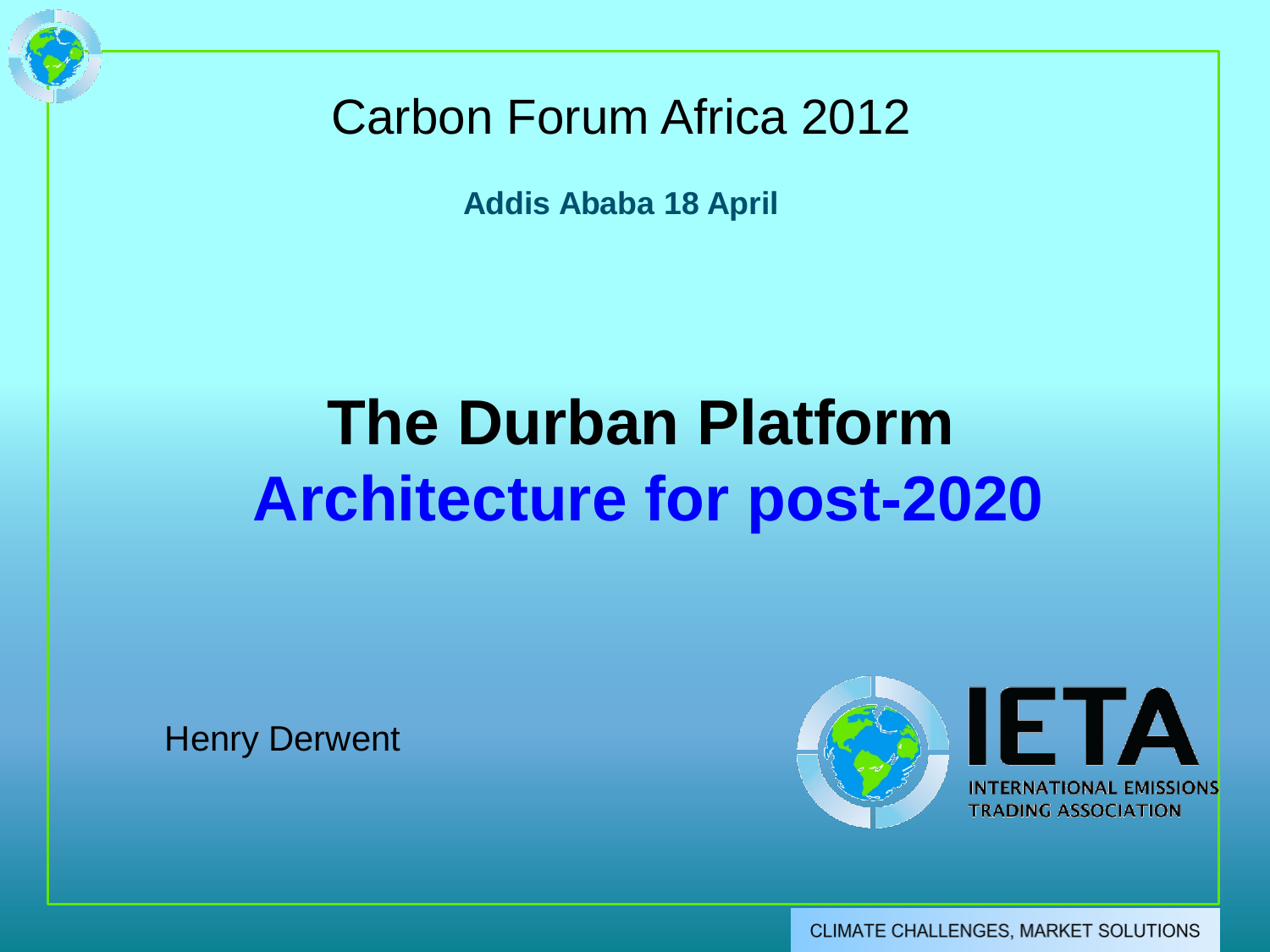Carbon Forum Africa 2012

**Addis Ababa 18 April**

# The Durban Platform
# Architecture for post-2020

Henry Derwent

IETA
INTERNATIONAL EMISSIONS TRADING ASSOCIATION

CLIMATE CHALLENGES, MARKET SOLUTIONS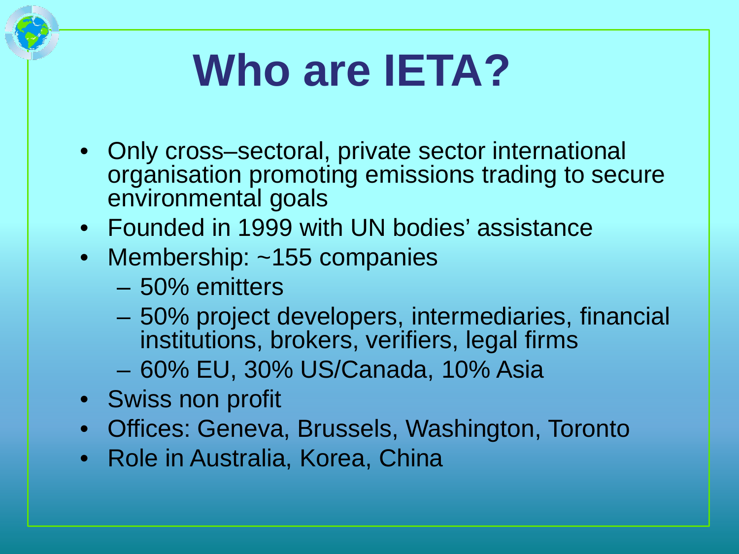# Who are IETA?

- Only cross–sectoral, private sector international organisation promoting emissions trading to secure environmental goals
- Founded in 1999 with UN bodies' assistance
- Membership: ~155 companies
  - 50% emitters
  - 50% project developers, intermediaries, financial institutions, brokers, verifiers, legal firms
  - 60% EU, 30% US/Canada, 10% Asia
- Swiss non profit
- Offices: Geneva, Brussels, Washington, Toronto
- Role in Australia, Korea, China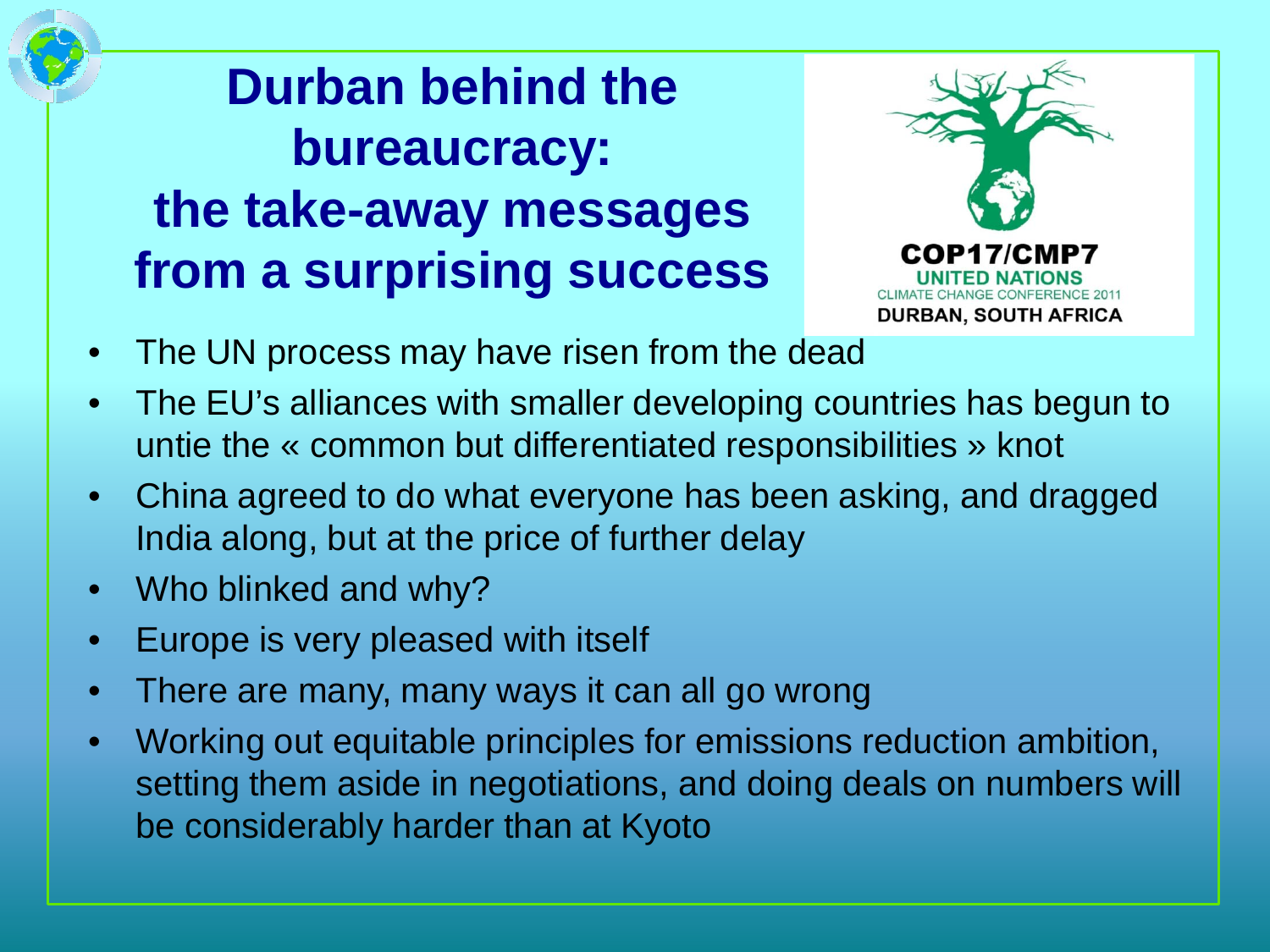# Durban behind the bureaucracy: the take-away messages from a surprising success

COP17/CMP7
UNITED NATIONS
CLIMATE CHANGE CONFERENCE 2011
DURBAN, SOUTH AFRICA

- The UN process may have risen from the dead
- The EU's alliances with smaller developing countries has begun to untie the « common but differentiated responsibilities » knot
- China agreed to do what everyone has been asking, and dragged India along, but at the price of further delay
- Who blinked and why?
- Europe is very pleased with itself
- There are many, many ways it can all go wrong
- Working out equitable principles for emissions reduction ambition, setting them aside in negotiations, and doing deals on numbers will be considerably harder than at Kyoto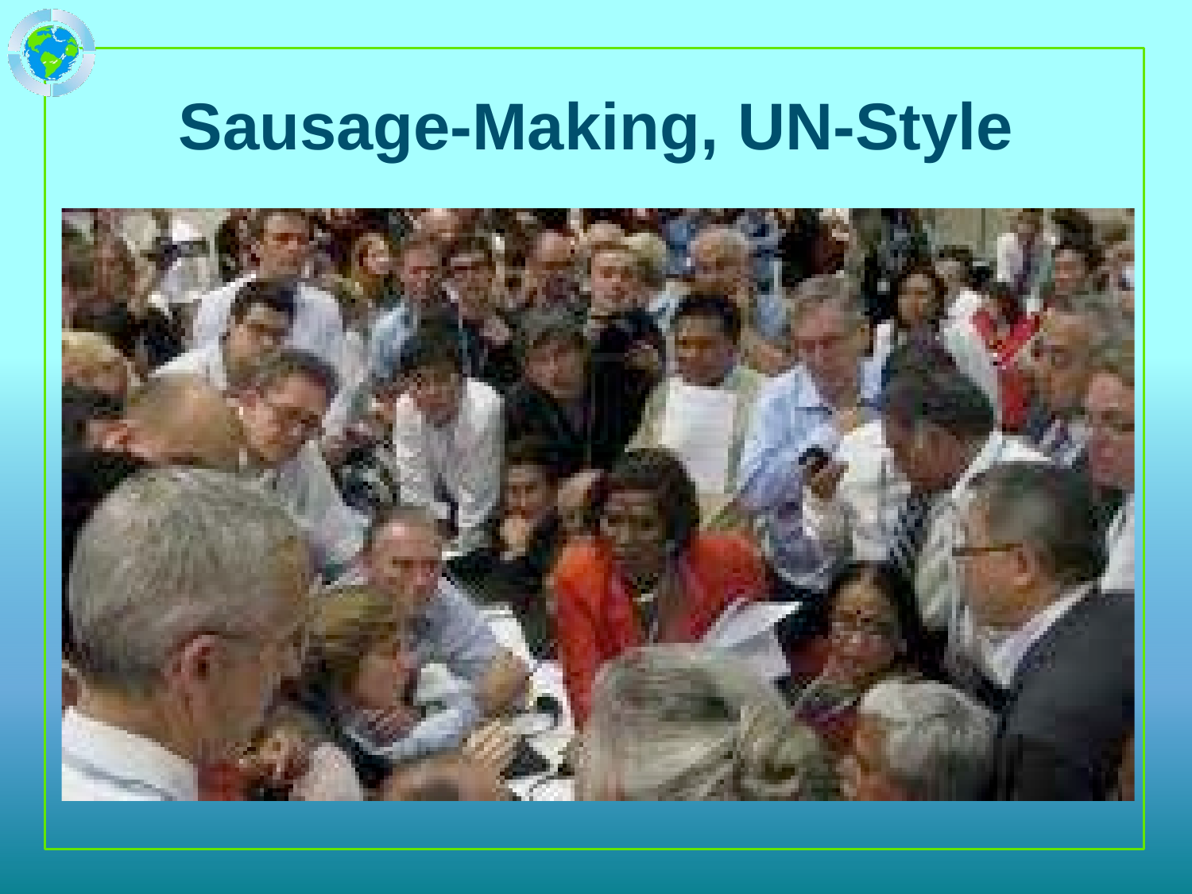# Sausage-Making, UN-Style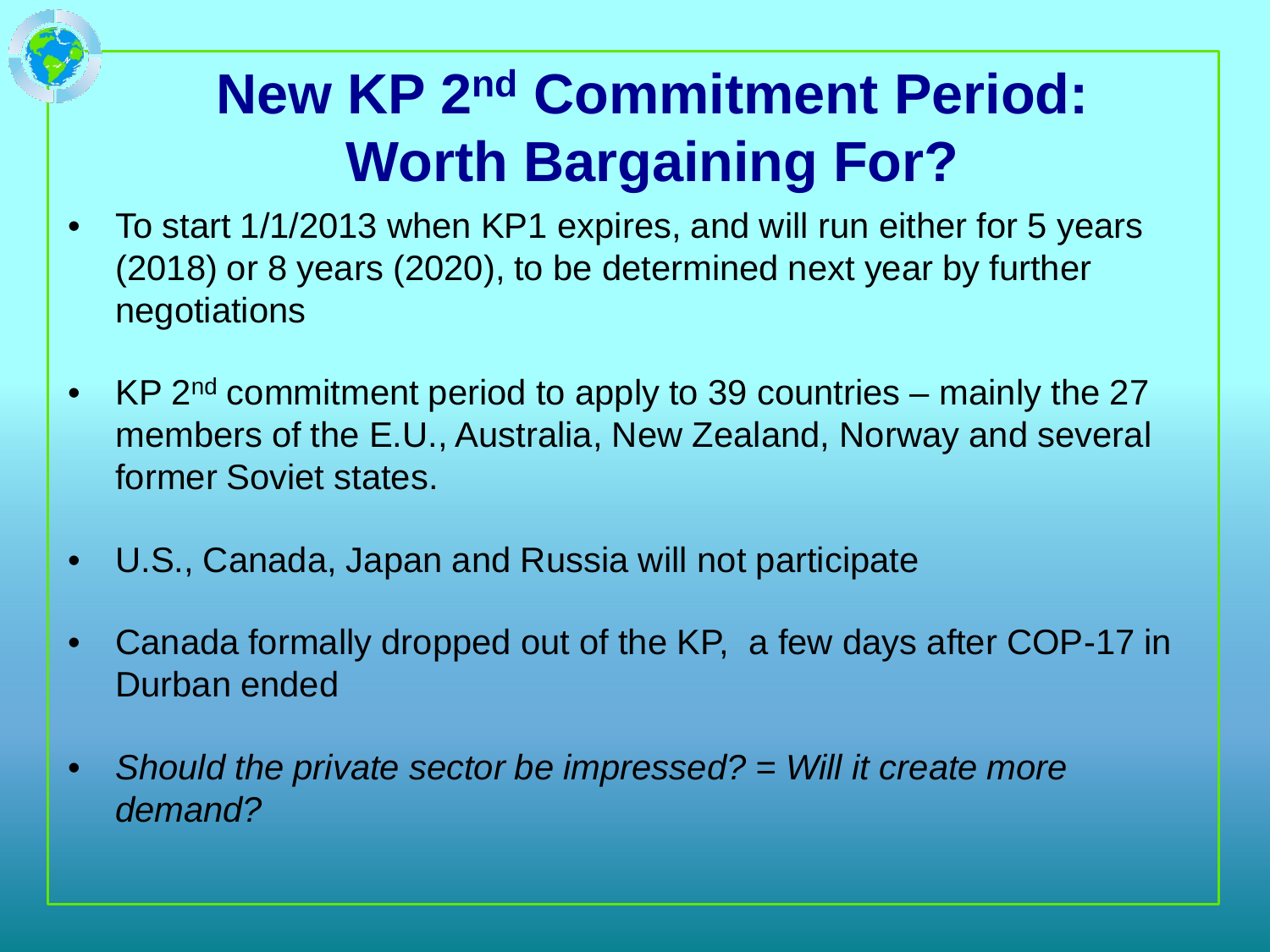# New KP 2nd Commitment Period: Worth Bargaining For?

- To start 1/1/2013 when KP1 expires, and will run either for 5 years (2018) or 8 years (2020), to be determined next year by further negotiations
- KP 2nd commitment period to apply to 39 countries – mainly the 27 members of the E.U., Australia, New Zealand, Norway and several former Soviet states.
- U.S., Canada, Japan and Russia will not participate
- Canada formally dropped out of the KP, a few days after COP-17 in Durban ended
- *Should the private sector be impressed? = Will it create more demand?*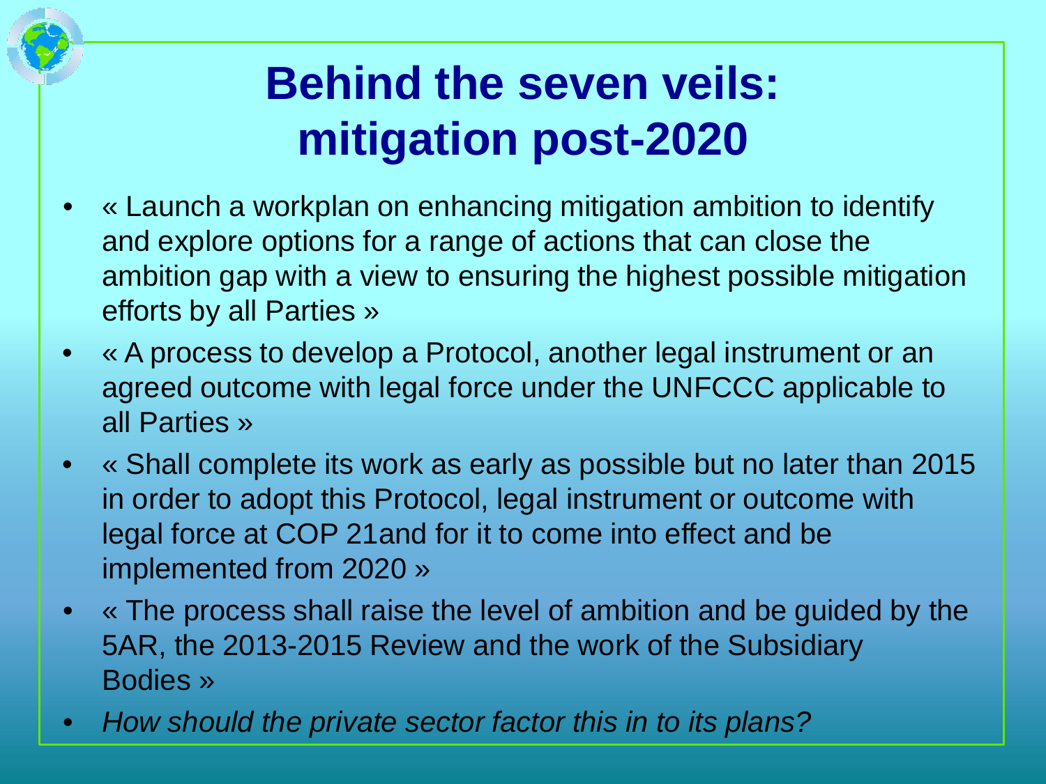# Behind the seven veils: mitigation post-2020

- « Launch a workplan on enhancing mitigation ambition to identify and explore options for a range of actions that can close the ambition gap with a view to ensuring the highest possible mitigation efforts by all Parties »
- « A process to develop a Protocol, another legal instrument or an agreed outcome with legal force under the UNFCCC applicable to all Parties »
- « Shall complete its work as early as possible but no later than 2015 in order to adopt this Protocol, legal instrument or outcome with legal force at COP 21and for it to come into effect and be implemented from 2020 »
- « The process shall raise the level of ambition and be guided by the 5AR, the 2013-2015 Review and the work of the Subsidiary Bodies »
- *How should the private sector factor this in to its plans?*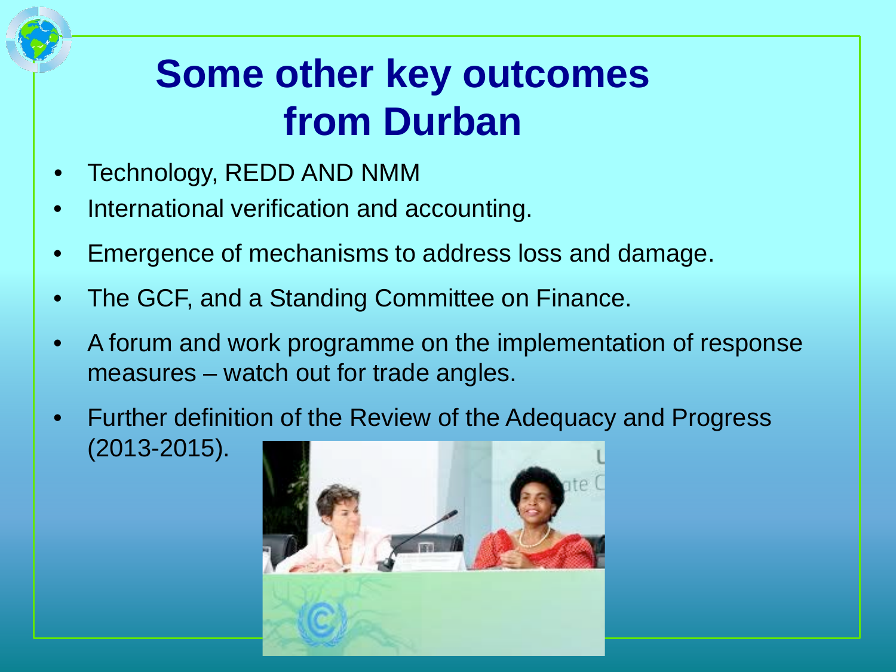# Some other key outcomes from Durban

- Technology, REDD AND NMM
- International verification and accounting.
- Emergence of mechanisms to address loss and damage.
- The GCF, and a Standing Committee on Finance.
- A forum and work programme on the implementation of response measures – watch out for trade angles.
- Further definition of the Review of the Adequacy and Progress (2013-2015).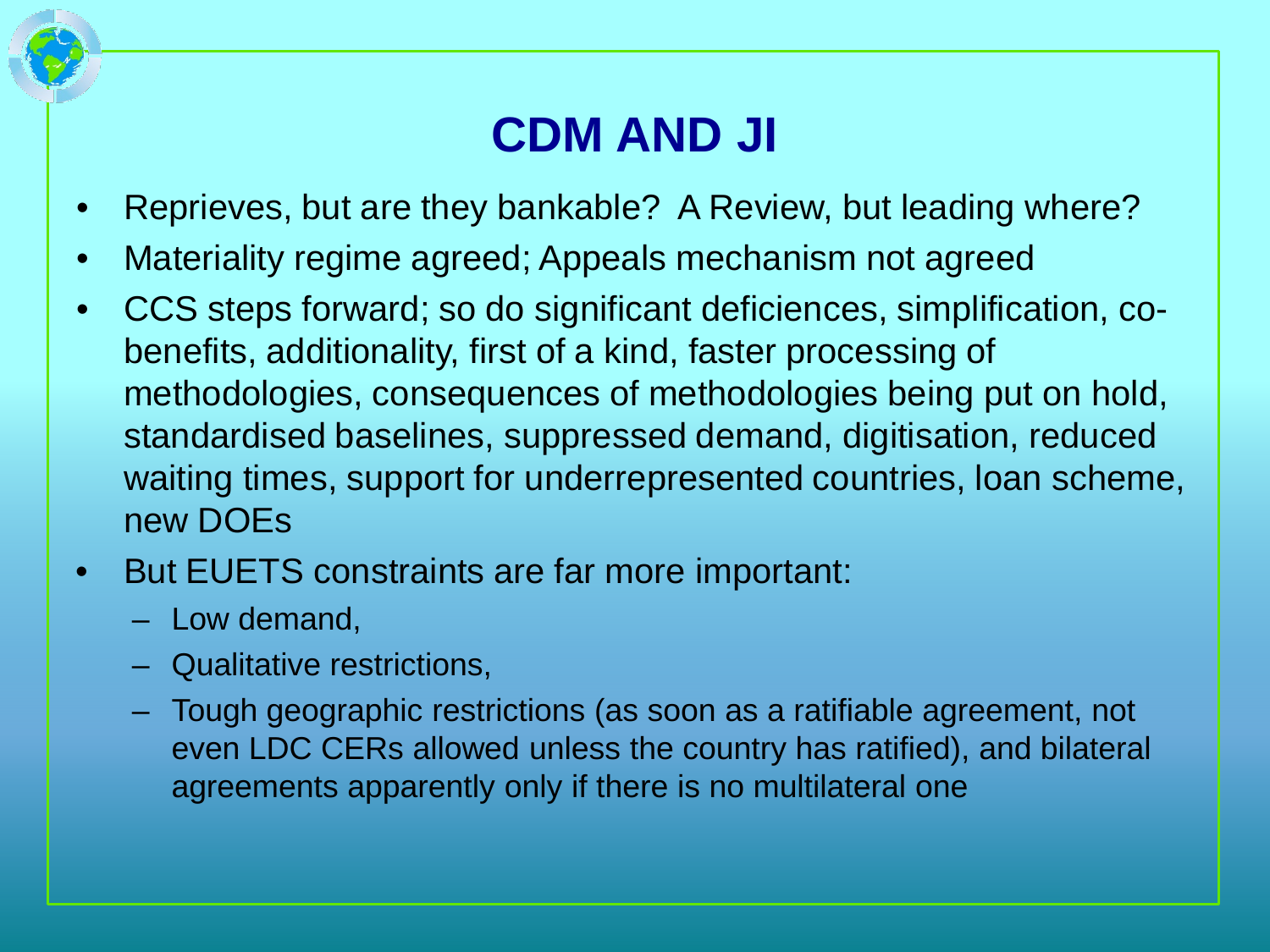# CDM AND JI

- Reprieves, but are they bankable? A Review, but leading where?
- Materiality regime agreed; Appeals mechanism not agreed
- CCS steps forward; so do significant deficiences, simplification, co-benefits, additionality, first of a kind, faster processing of methodologies, consequences of methodologies being put on hold, standardised baselines, suppressed demand, digitisation, reduced waiting times, support for underrepresented countries, loan scheme, new DOEs
- But EUETS constraints are far more important:
  - Low demand,
  - Qualitative restrictions,
  - Tough geographic restrictions (as soon as a ratifiable agreement, not even LDC CERs allowed unless the country has ratified), and bilateral agreements apparently only if there is no multilateral one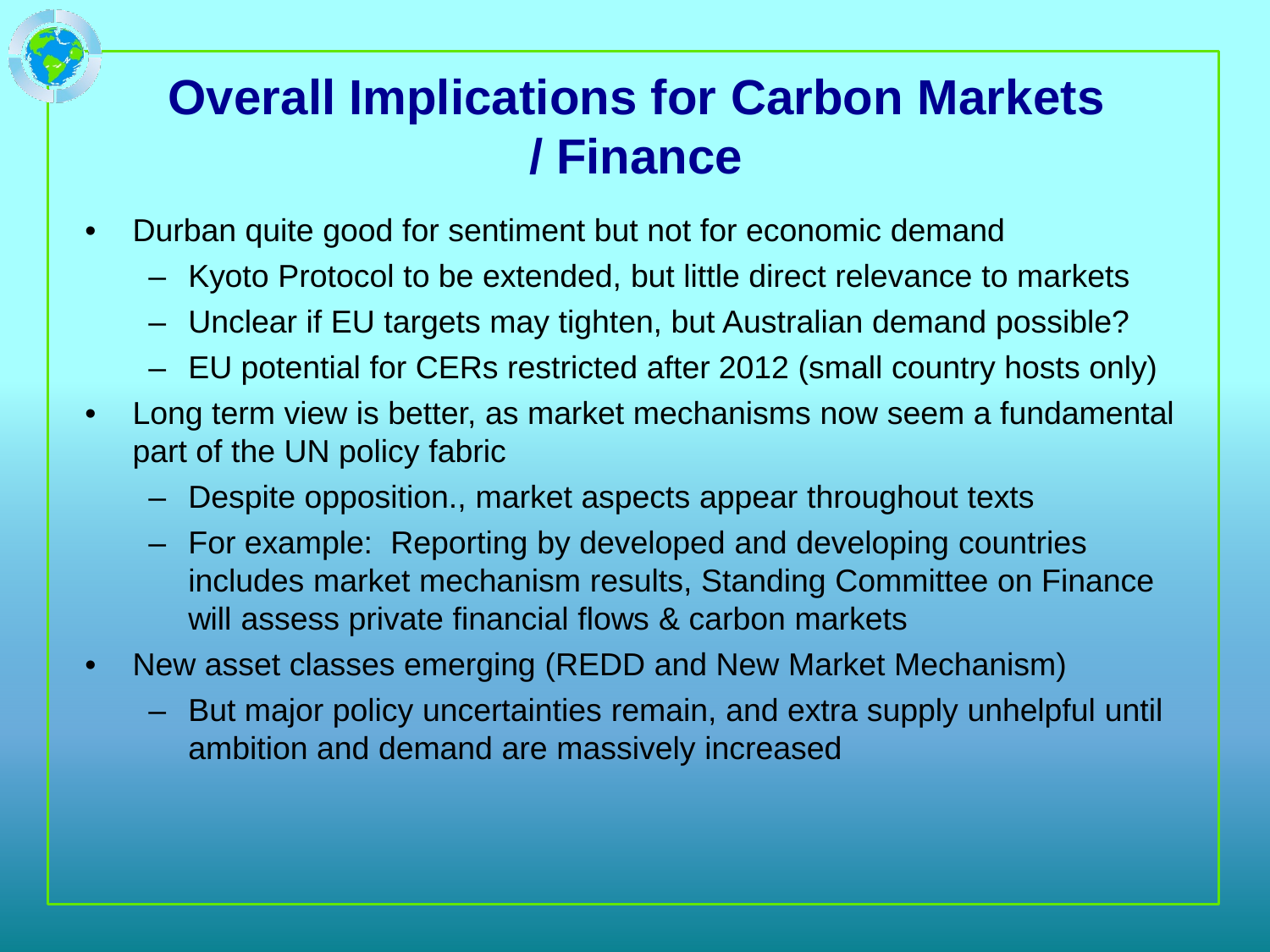# Overall Implications for Carbon Markets / Finance

- Durban quite good for sentiment but not for economic demand
  - Kyoto Protocol to be extended, but little direct relevance to markets
  - Unclear if EU targets may tighten, but Australian demand possible?
  - EU potential for CERs restricted after 2012 (small country hosts only)
- Long term view is better, as market mechanisms now seem a fundamental part of the UN policy fabric
  - Despite opposition., market aspects appear throughout texts
  - For example: Reporting by developed and developing countries includes market mechanism results, Standing Committee on Finance will assess private financial flows & carbon markets
- New asset classes emerging (REDD and New Market Mechanism)
  - But major policy uncertainties remain, and extra supply unhelpful until ambition and demand are massively increased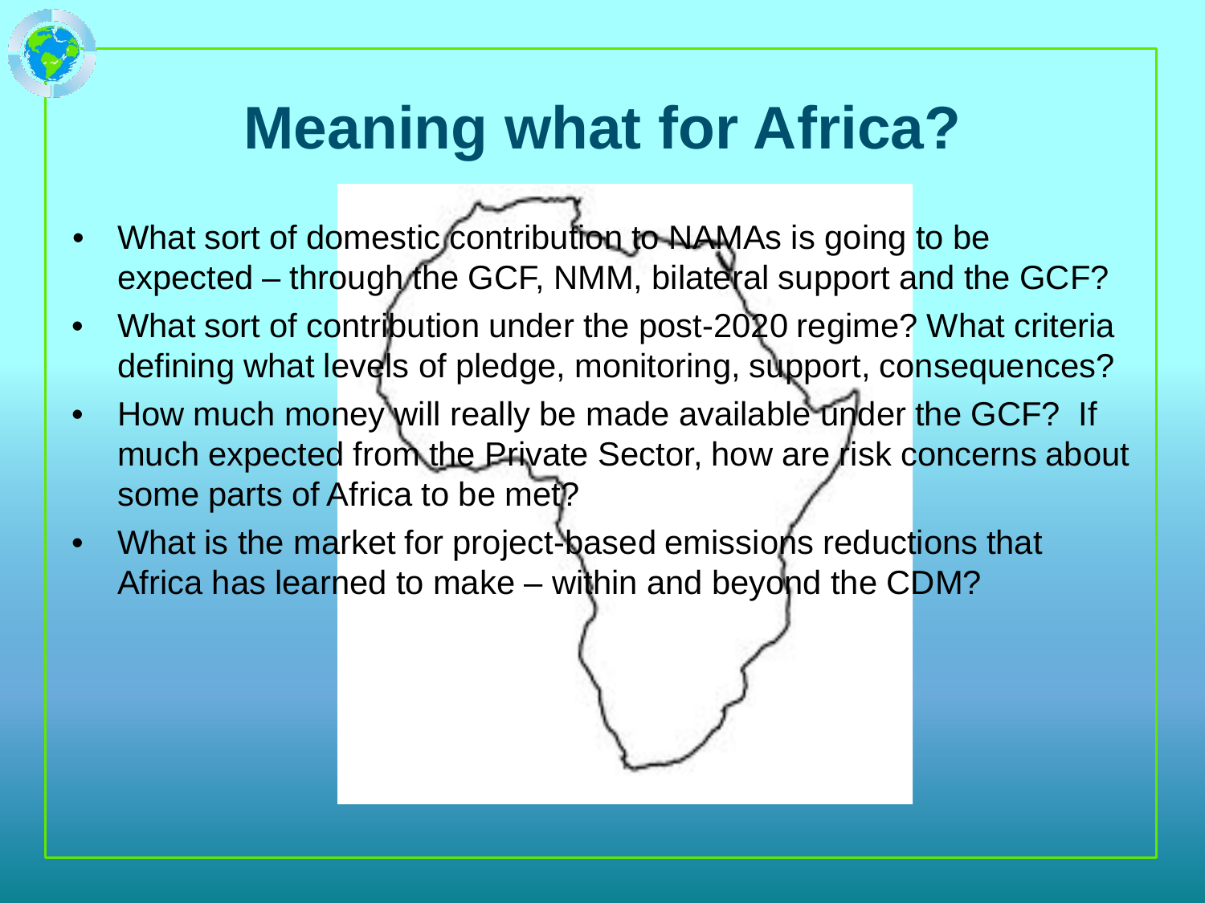# Meaning what for Africa?

- What sort of domestic contribution to NAMAs is going to be expected – through the GCF, NMM, bilateral support and the GCF?
- What sort of contribution under the post-2020 regime? What criteria defining what levels of pledge, monitoring, support, consequences?
- How much money will really be made available under the GCF? If much expected from the Private Sector, how are risk concerns about some parts of Africa to be met?
- What is the market for project-based emissions reductions that Africa has learned to make – within and beyond the CDM?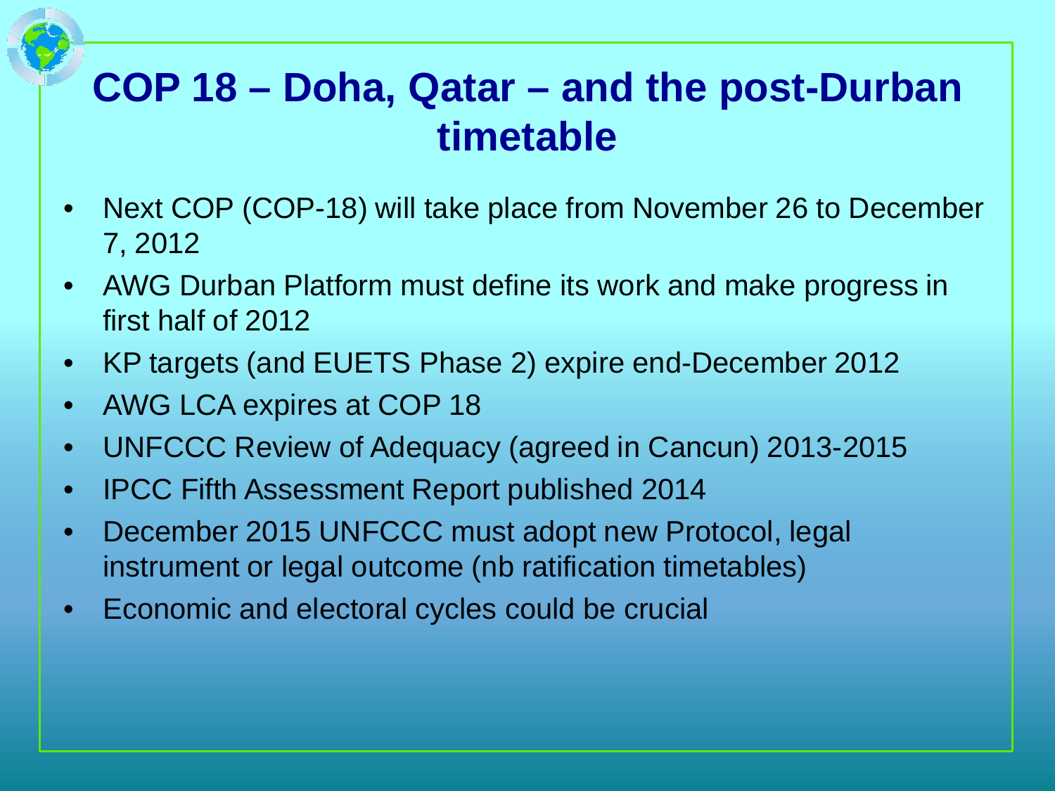# COP 18 – Doha, Qatar – and the post-Durban timetable

- Next COP (COP-18) will take place from November 26 to December 7, 2012
- AWG Durban Platform must define its work and make progress in first half of 2012
- KP targets (and EUETS Phase 2) expire end-December 2012
- AWG LCA expires at COP 18
- UNFCCC Review of Adequacy (agreed in Cancun) 2013-2015
- IPCC Fifth Assessment Report published 2014
- December 2015 UNFCCC must adopt new Protocol, legal instrument or legal outcome (nb ratification timetables)
- Economic and electoral cycles could be crucial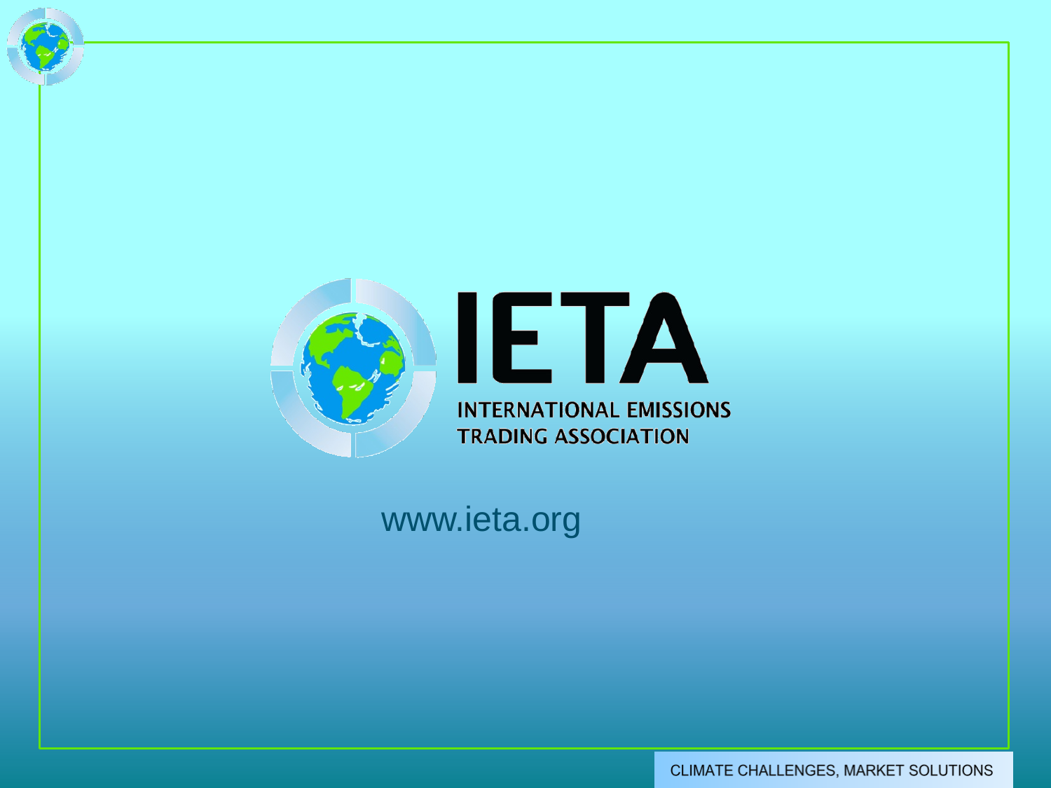# IETA

INTERNATIONAL EMISSIONS TRADING ASSOCIATION

www.ieta.org

CLIMATE CHALLENGES, MARKET SOLUTIONS